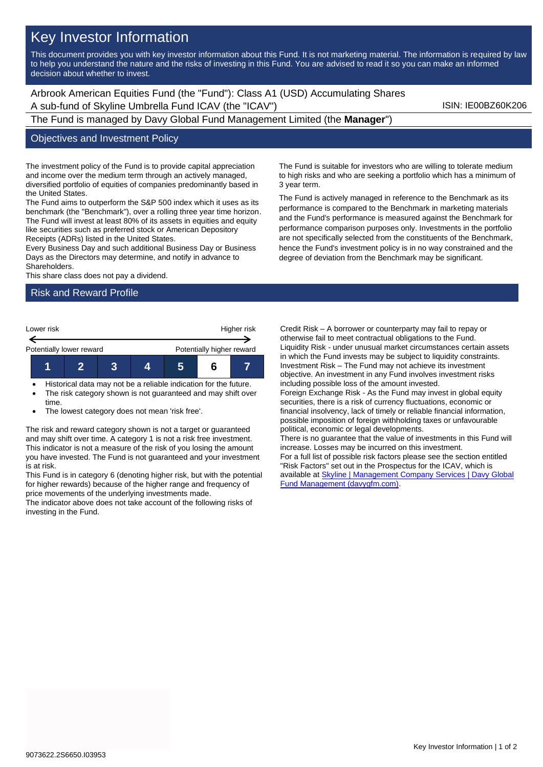# Key Investor Information

This document provides you with key investor information about this Fund. It is not marketing material. The information is required by law to help you understand the nature and the risks of investing in this Fund. You are advised to read it so you can make an informed decision about whether to invest.

Arbrook American Equities Fund (the "Fund"): Class A1 (USD) Accumulating Shares
A sub-fund of Skyline Umbrella Fund ICAV (the "ICAV") ISIN: IE00BZ60K206

The Fund is managed by Davy Global Fund Management Limited (the **Manager**")

## Objectives and Investment Policy

The investment policy of the Fund is to provide capital appreciation and income over the medium term through an actively managed, diversified portfolio of equities of companies predominantly based in the United States.
The Fund aims to outperform the S&P 500 index which it uses as its benchmark (the "Benchmark"), over a rolling three year time horizon.
The Fund will invest at least 80% of its assets in equities and equity like securities such as preferred stock or American Depository Receipts (ADRs) listed in the United States.
Every Business Day and such additional Business Day or Business Days as the Directors may determine, and notify in advance to Shareholders.
This share class does not pay a dividend.

The Fund is suitable for investors who are willing to tolerate medium to high risks and who are seeking a portfolio which has a minimum of 3 year term.

The Fund is actively managed in reference to the Benchmark as its performance is compared to the Benchmark in marketing materials and the Fund's performance is measured against the Benchmark for performance comparison purposes only. Investments in the portfolio are not specifically selected from the constituents of the Benchmark, hence the Fund's investment policy is in no way constrained and the degree of deviation from the Benchmark may be significant.

## Risk and Reward Profile

| Lower risk | | | | | | Higher risk |
|---|---|---|---|---|---|---|
| Potentially lower reward | | | | | | Potentially higher reward |
| 1 | 2 | 3 | 4 | 5 | **6** | 7 |

- Historical data may not be a reliable indication for the future.
- The risk category shown is not guaranteed and may shift over time.
- The lowest category does not mean 'risk free'.

The risk and reward category shown is not a target or guaranteed and may shift over time. A category 1 is not a risk free investment. This indicator is not a measure of the risk of you losing the amount you have invested. The Fund is not guaranteed and your investment is at risk.
This Fund is in category 6 (denoting higher risk, but with the potential for higher rewards) because of the higher range and frequency of price movements of the underlying investments made.
The indicator above does not take account of the following risks of investing in the Fund.

Credit Risk – A borrower or counterparty may fail to repay or otherwise fail to meet contractual obligations to the Fund.
Liquidity Risk - under unusual market circumstances certain assets in which the Fund invests may be subject to liquidity constraints.
Investment Risk – The Fund may not achieve its investment objective. An investment in any Fund involves investment risks including possible loss of the amount invested.
Foreign Exchange Risk - As the Fund may invest in global equity securities, there is a risk of currency fluctuations, economic or financial insolvency, lack of timely or reliable financial information, possible imposition of foreign withholding taxes or unfavourable political, economic or legal developments.
There is no guarantee that the value of investments in this Fund will increase. Losses may be incurred on this investment.
For a full list of possible risk factors please see the section entitled "Risk Factors" set out in the Prospectus for the ICAV, which is available at Skyline | Management Company Services | Davy Global Fund Management (davygfm.com).

9073622.2S6650.I03953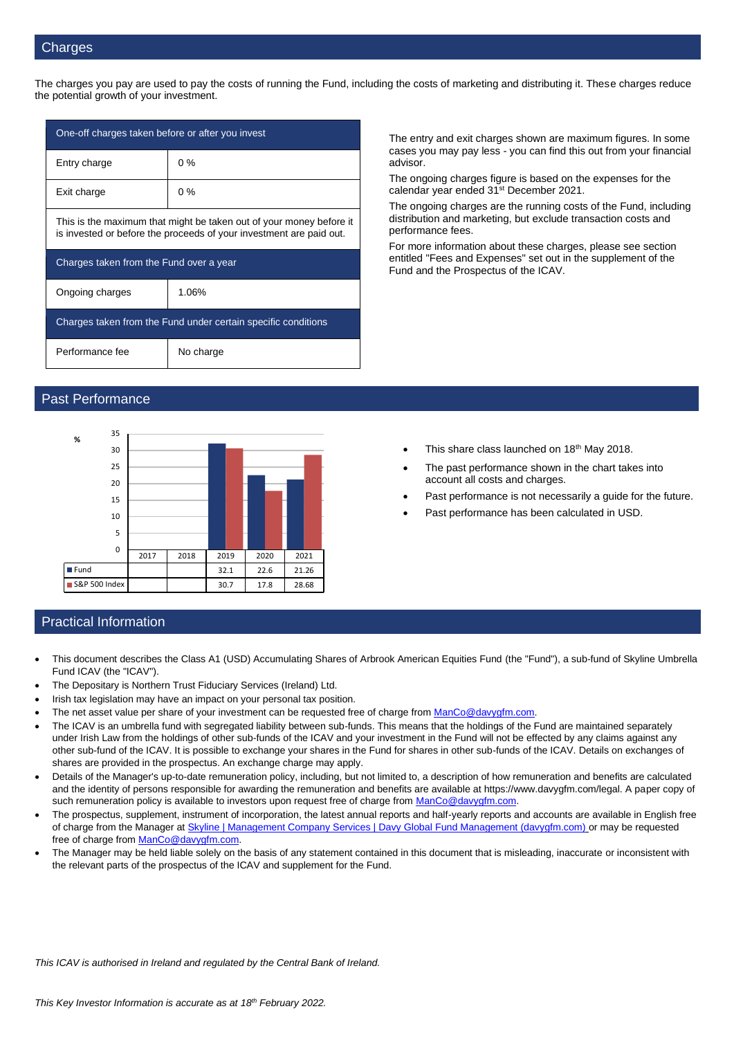## Charges

The charges you pay are used to pay the costs of running the Fund, including the costs of marketing and distributing it. These charges reduce the potential growth of your investment.

| One-off charges taken before or after you invest | |
|---|---|
| Entry charge | 0 % |
| Exit charge | 0 % |
| This is the maximum that might be taken out of your money before it is invested or before the proceeds of your investment are paid out. | |
| **Charges taken from the Fund over a year** | |
| Ongoing charges | 1.06% |
| **Charges taken from the Fund under certain specific conditions** | |
| Performance fee | No charge |

The entry and exit charges shown are maximum figures. In some cases you may pay less - you can find this out from your financial advisor.

The ongoing charges figure is based on the expenses for the calendar year ended 31st December 2021.

The ongoing charges are the running costs of the Fund, including distribution and marketing, but exclude transaction costs and performance fees.

For more information about these charges, please see section entitled "Fees and Expenses" set out in the supplement of the Fund and the Prospectus of the ICAV.

## Past Performance

%

35
30
25
20
15
10
5
0

2017 2018 2019 2020 2021

Fund: 32.1 22.6 21.26

S&P 500 Index: 30.7 17.8 28.68

- This share class launched on 18th May 2018.
- The past performance shown in the chart takes into account all costs and charges.
- Past performance is not necessarily a guide for the future.
- Past performance has been calculated in USD.

## Practical Information

- This document describes the Class A1 (USD) Accumulating Shares of Arbrook American Equities Fund (the "Fund"), a sub-fund of Skyline Umbrella Fund ICAV (the "ICAV").
- The Depositary is Northern Trust Fiduciary Services (Ireland) Ltd.
- Irish tax legislation may have an impact on your personal tax position.
- The net asset value per share of your investment can be requested free of charge from ManCo@davygfm.com.
- The ICAV is an umbrella fund with segregated liability between sub-funds. This means that the holdings of the Fund are maintained separately under Irish Law from the holdings of other sub-funds of the ICAV and your investment in the Fund will not be effected by any claims against any other sub-fund of the ICAV. It is possible to exchange your shares in the Fund for shares in other sub-funds of the ICAV. Details on exchanges of shares are provided in the prospectus. An exchange charge may apply.
- Details of the Manager's up-to-date remuneration policy, including, but not limited to, a description of how remuneration and benefits are calculated and the identity of persons responsible for awarding the remuneration and benefits are available at https://www.davygfm.com/legal. A paper copy of such remuneration policy is available to investors upon request free of charge from ManCo@davygfm.com.
- The prospectus, supplement, instrument of incorporation, the latest annual reports and half-yearly reports and accounts are available in English free of charge from the Manager at Skyline | Management Company Services | Davy Global Fund Management (davygfm.com) or may be requested free of charge from ManCo@davygfm.com.
- The Manager may be held liable solely on the basis of any statement contained in this document that is misleading, inaccurate or inconsistent with the relevant parts of the prospectus of the ICAV and supplement for the Fund.

*This ICAV is authorised in Ireland and regulated by the Central Bank of Ireland.*

*This Key Investor Information is accurate as at 18th February 2022.*